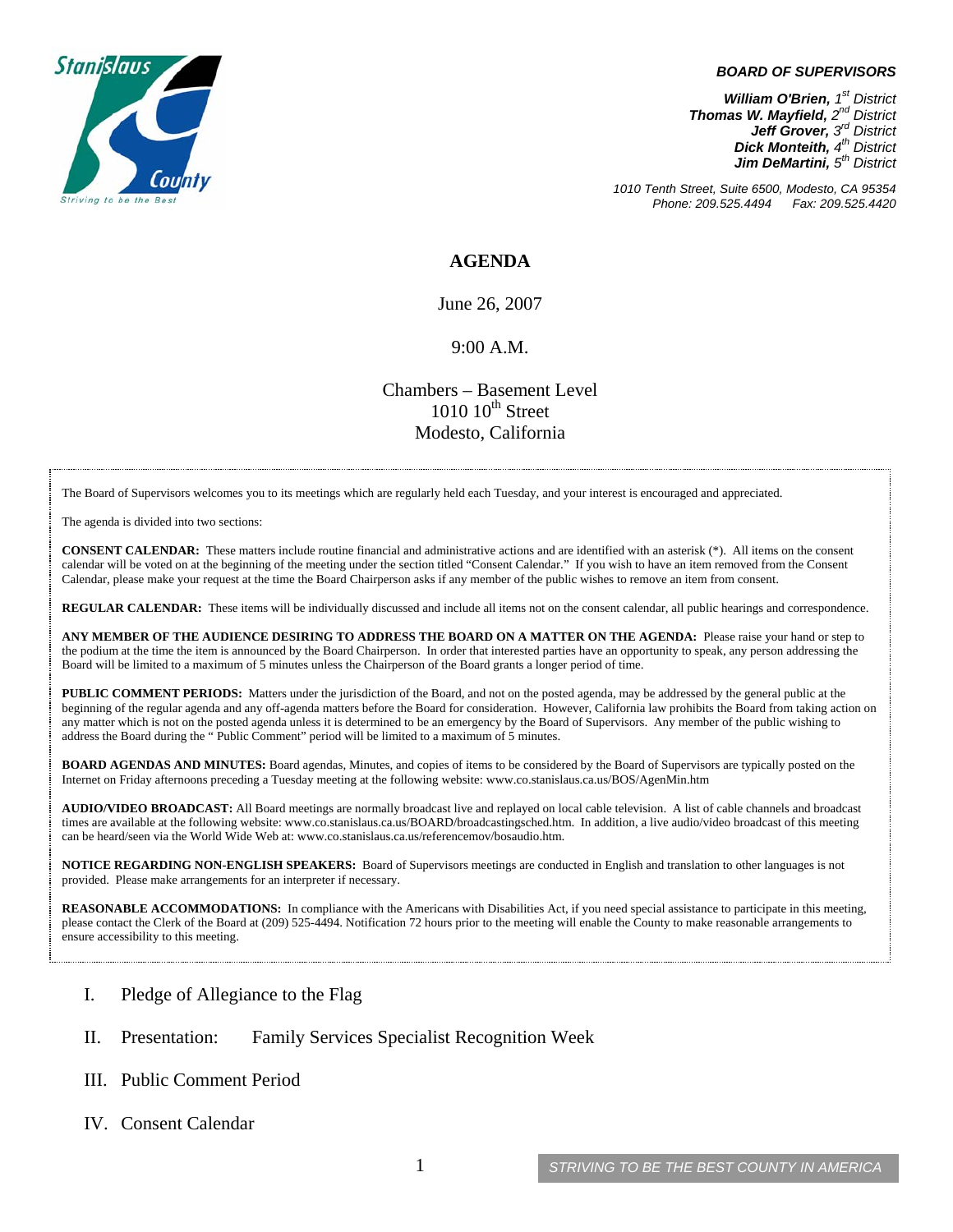Stanislaus County
Striving to be the Best

***BOARD OF SUPERVISORS***

***William O'Brien**, 1st District*
***Thomas W. Mayfield**, 2nd District*
***Jeff Grover**, 3rd District*
***Dick Monteith**, 4th District*
***Jim DeMartini**, 5th District*

*1010 Tenth Street, Suite 6500, Modesto, CA 95354*
*Phone: 209.525.4494 Fax: 209.525.4420*

# AGENDA

June 26, 2007

9:00 A.M.

Chambers – Basement Level
1010 10th Street
Modesto, California

The Board of Supervisors welcomes you to its meetings which are regularly held each Tuesday, and your interest is encouraged and appreciated.

The agenda is divided into two sections:

**CONSENT CALENDAR:** These matters include routine financial and administrative actions and are identified with an asterisk (*). All items on the consent calendar will be voted on at the beginning of the meeting under the section titled "Consent Calendar." If you wish to have an item removed from the Consent Calendar, please make your request at the time the Board Chairperson asks if any member of the public wishes to remove an item from consent.

**REGULAR CALENDAR:** These items will be individually discussed and include all items not on the consent calendar, all public hearings and correspondence.

**ANY MEMBER OF THE AUDIENCE DESIRING TO ADDRESS THE BOARD ON A MATTER ON THE AGENDA:** Please raise your hand or step to the podium at the time the item is announced by the Board Chairperson. In order that interested parties have an opportunity to speak, any person addressing the Board will be limited to a maximum of 5 minutes unless the Chairperson of the Board grants a longer period of time.

**PUBLIC COMMENT PERIODS:** Matters under the jurisdiction of the Board, and not on the posted agenda, may be addressed by the general public at the beginning of the regular agenda and any off-agenda matters before the Board for consideration. However, California law prohibits the Board from taking action on any matter which is not on the posted agenda unless it is determined to be an emergency by the Board of Supervisors. Any member of the public wishing to address the Board during the " Public Comment" period will be limited to a maximum of 5 minutes.

**BOARD AGENDAS AND MINUTES:** Board agendas, Minutes, and copies of items to be considered by the Board of Supervisors are typically posted on the Internet on Friday afternoons preceding a Tuesday meeting at the following website: www.co.stanislaus.ca.us/BOS/AgenMin.htm

**AUDIO/VIDEO BROADCAST:** All Board meetings are normally broadcast live and replayed on local cable television. A list of cable channels and broadcast times are available at the following website: www.co.stanislaus.ca.us/BOARD/broadcastingsched.htm. In addition, a live audio/video broadcast of this meeting can be heard/seen via the World Wide Web at: www.co.stanislaus.ca.us/referencemov/bosaudio.htm.

**NOTICE REGARDING NON-ENGLISH SPEAKERS:** Board of Supervisors meetings are conducted in English and translation to other languages is not provided. Please make arrangements for an interpreter if necessary.

**REASONABLE ACCOMMODATIONS:** In compliance with the Americans with Disabilities Act, if you need special assistance to participate in this meeting, please contact the Clerk of the Board at (209) 525-4494. Notification 72 hours prior to the meeting will enable the County to make reasonable arrangements to ensure accessibility to this meeting.

I. Pledge of Allegiance to the Flag

II. Presentation: Family Services Specialist Recognition Week

III. Public Comment Period

IV. Consent Calendar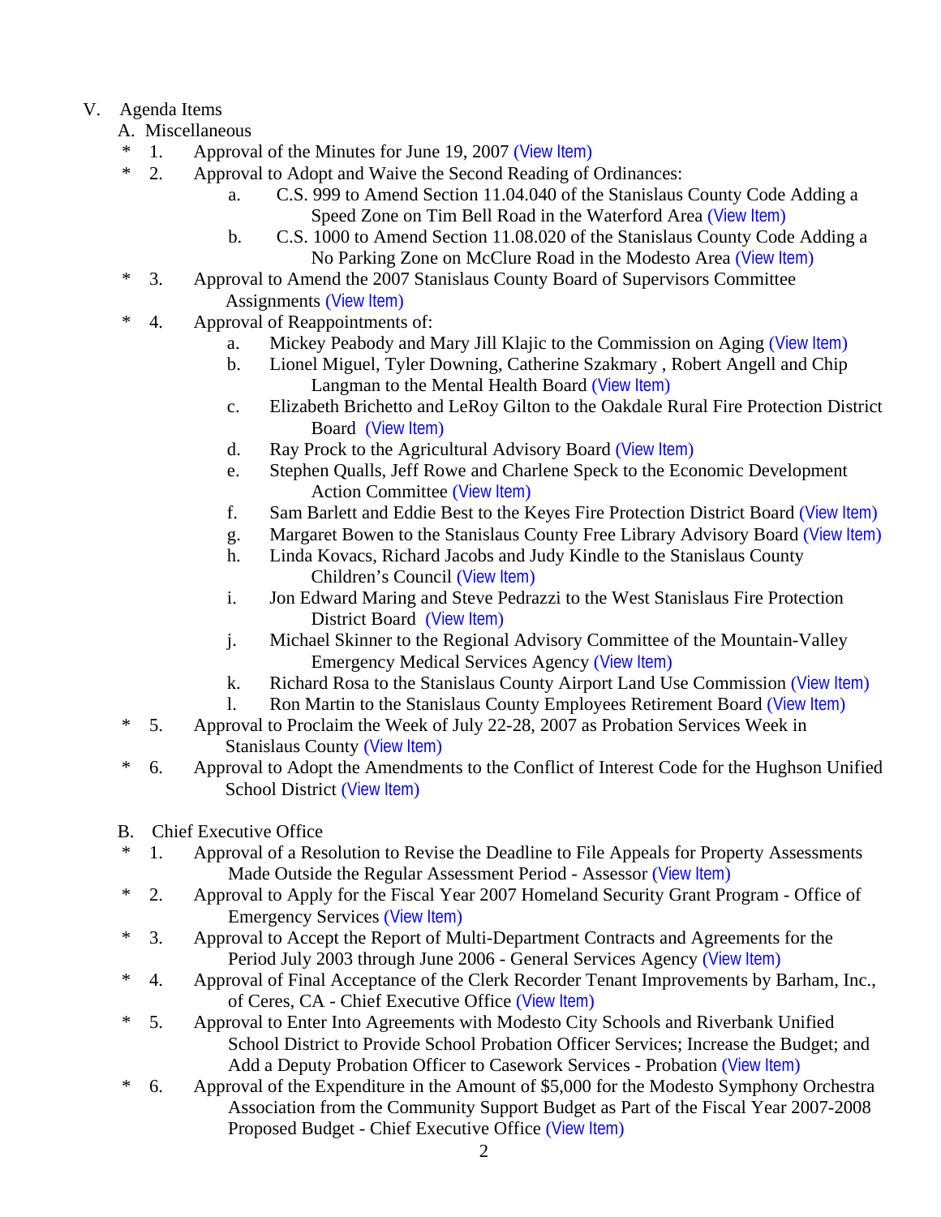V. Agenda Items

A. Miscellaneous

* 1. Approval of the Minutes for June 19, 2007 (View Item)
* 2. Approval to Adopt and Waive the Second Reading of Ordinances:
   - a. C.S. 999 to Amend Section 11.04.040 of the Stanislaus County Code Adding a Speed Zone on Tim Bell Road in the Waterford Area (View Item)
   - b. C.S. 1000 to Amend Section 11.08.020 of the Stanislaus County Code Adding a No Parking Zone on McClure Road in the Modesto Area (View Item)
* 3. Approval to Amend the 2007 Stanislaus County Board of Supervisors Committee Assignments (View Item)
* 4. Approval of Reappointments of:
   - a. Mickey Peabody and Mary Jill Klajic to the Commission on Aging (View Item)
   - b. Lionel Miguel, Tyler Downing, Catherine Szakmary , Robert Angell and Chip Langman to the Mental Health Board (View Item)
   - c. Elizabeth Brichetto and LeRoy Gilton to the Oakdale Rural Fire Protection District Board (View Item)
   - d. Ray Prock to the Agricultural Advisory Board (View Item)
   - e. Stephen Qualls, Jeff Rowe and Charlene Speck to the Economic Development Action Committee (View Item)
   - f. Sam Barlett and Eddie Best to the Keyes Fire Protection District Board (View Item)
   - g. Margaret Bowen to the Stanislaus County Free Library Advisory Board (View Item)
   - h. Linda Kovacs, Richard Jacobs and Judy Kindle to the Stanislaus County Children's Council (View Item)
   - i. Jon Edward Maring and Steve Pedrazzi to the West Stanislaus Fire Protection District Board (View Item)
   - j. Michael Skinner to the Regional Advisory Committee of the Mountain-Valley Emergency Medical Services Agency (View Item)
   - k. Richard Rosa to the Stanislaus County Airport Land Use Commission (View Item)
   - l. Ron Martin to the Stanislaus County Employees Retirement Board (View Item)
* 5. Approval to Proclaim the Week of July 22-28, 2007 as Probation Services Week in Stanislaus County (View Item)
* 6. Approval to Adopt the Amendments to the Conflict of Interest Code for the Hughson Unified School District (View Item)

B. Chief Executive Office

* 1. Approval of a Resolution to Revise the Deadline to File Appeals for Property Assessments Made Outside the Regular Assessment Period - Assessor (View Item)
* 2. Approval to Apply for the Fiscal Year 2007 Homeland Security Grant Program - Office of Emergency Services (View Item)
* 3. Approval to Accept the Report of Multi-Department Contracts and Agreements for the Period July 2003 through June 2006 - General Services Agency (View Item)
* 4. Approval of Final Acceptance of the Clerk Recorder Tenant Improvements by Barham, Inc., of Ceres, CA - Chief Executive Office (View Item)
* 5. Approval to Enter Into Agreements with Modesto City Schools and Riverbank Unified School District to Provide School Probation Officer Services; Increase the Budget; and Add a Deputy Probation Officer to Casework Services - Probation (View Item)
* 6. Approval of the Expenditure in the Amount of $5,000 for the Modesto Symphony Orchestra Association from the Community Support Budget as Part of the Fiscal Year 2007-2008 Proposed Budget - Chief Executive Office (View Item)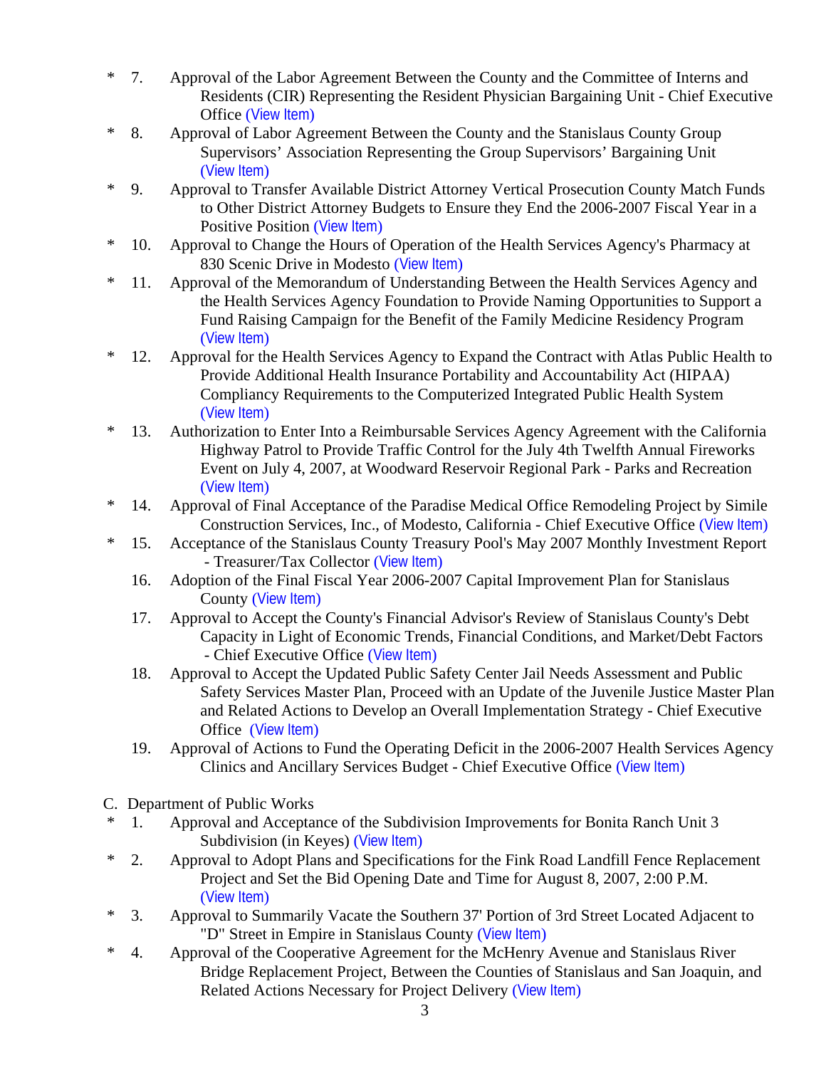\* 7. Approval of the Labor Agreement Between the County and the Committee of Interns and Residents (CIR) Representing the Resident Physician Bargaining Unit - Chief Executive Office (View Item)

\* 8. Approval of Labor Agreement Between the County and the Stanislaus County Group Supervisors' Association Representing the Group Supervisors' Bargaining Unit (View Item)

\* 9. Approval to Transfer Available District Attorney Vertical Prosecution County Match Funds to Other District Attorney Budgets to Ensure they End the 2006-2007 Fiscal Year in a Positive Position (View Item)

\* 10. Approval to Change the Hours of Operation of the Health Services Agency's Pharmacy at 830 Scenic Drive in Modesto (View Item)

\* 11. Approval of the Memorandum of Understanding Between the Health Services Agency and the Health Services Agency Foundation to Provide Naming Opportunities to Support a Fund Raising Campaign for the Benefit of the Family Medicine Residency Program (View Item)

\* 12. Approval for the Health Services Agency to Expand the Contract with Atlas Public Health to Provide Additional Health Insurance Portability and Accountability Act (HIPAA) Compliancy Requirements to the Computerized Integrated Public Health System (View Item)

\* 13. Authorization to Enter Into a Reimbursable Services Agency Agreement with the California Highway Patrol to Provide Traffic Control for the July 4th Twelfth Annual Fireworks Event on July 4, 2007, at Woodward Reservoir Regional Park - Parks and Recreation (View Item)

\* 14. Approval of Final Acceptance of the Paradise Medical Office Remodeling Project by Simile Construction Services, Inc., of Modesto, California - Chief Executive Office (View Item)

\* 15. Acceptance of the Stanislaus County Treasury Pool's May 2007 Monthly Investment Report - Treasurer/Tax Collector (View Item)

16. Adoption of the Final Fiscal Year 2006-2007 Capital Improvement Plan for Stanislaus County (View Item)

17. Approval to Accept the County's Financial Advisor's Review of Stanislaus County's Debt Capacity in Light of Economic Trends, Financial Conditions, and Market/Debt Factors - Chief Executive Office (View Item)

18. Approval to Accept the Updated Public Safety Center Jail Needs Assessment and Public Safety Services Master Plan, Proceed with an Update of the Juvenile Justice Master Plan and Related Actions to Develop an Overall Implementation Strategy - Chief Executive Office (View Item)

19. Approval of Actions to Fund the Operating Deficit in the 2006-2007 Health Services Agency Clinics and Ancillary Services Budget - Chief Executive Office (View Item)

C. Department of Public Works

\* 1. Approval and Acceptance of the Subdivision Improvements for Bonita Ranch Unit 3 Subdivision (in Keyes) (View Item)

\* 2. Approval to Adopt Plans and Specifications for the Fink Road Landfill Fence Replacement Project and Set the Bid Opening Date and Time for August 8, 2007, 2:00 P.M. (View Item)

\* 3. Approval to Summarily Vacate the Southern 37' Portion of 3rd Street Located Adjacent to "D" Street in Empire in Stanislaus County (View Item)

\* 4. Approval of the Cooperative Agreement for the McHenry Avenue and Stanislaus River Bridge Replacement Project, Between the Counties of Stanislaus and San Joaquin, and Related Actions Necessary for Project Delivery (View Item)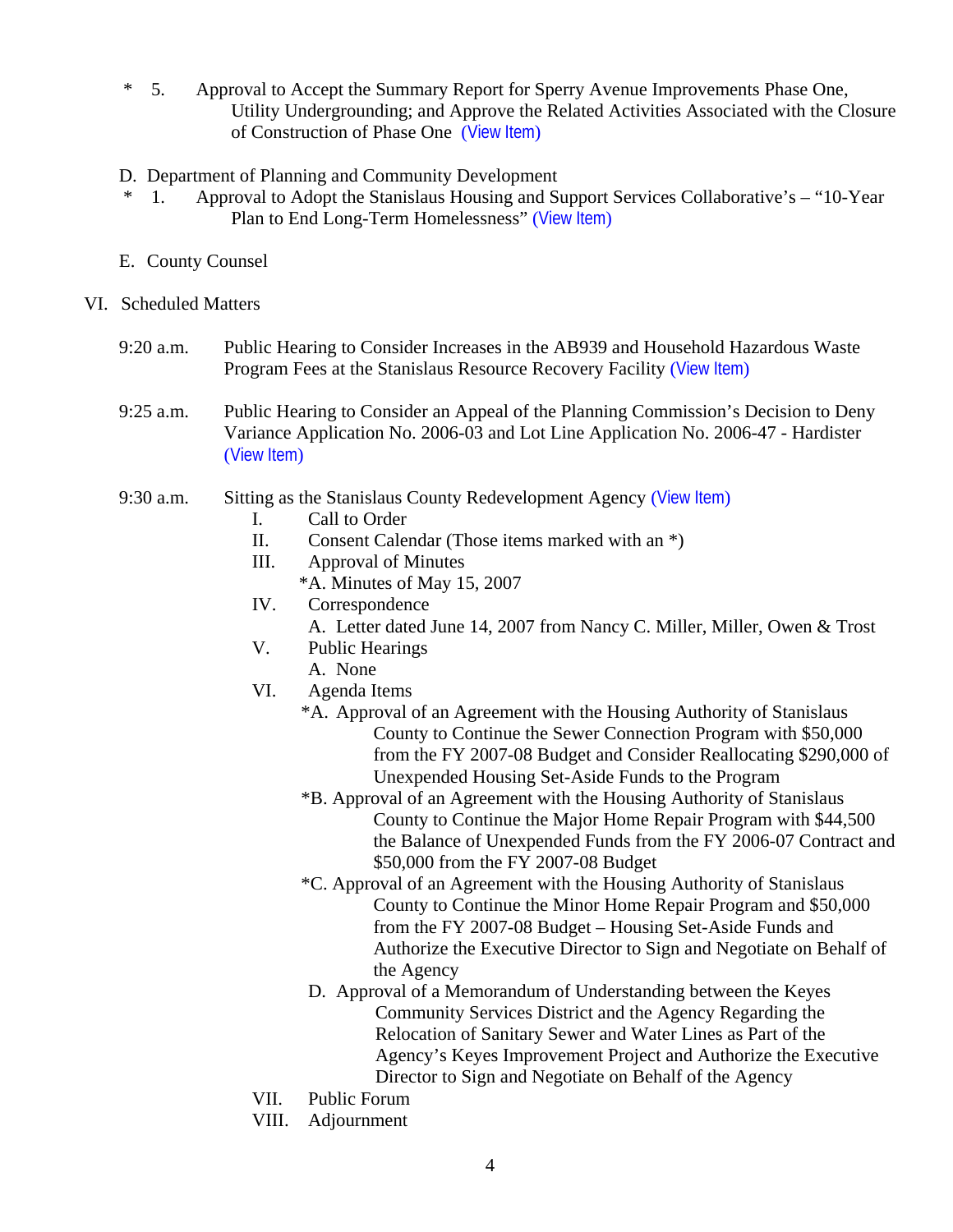\* 5. Approval to Accept the Summary Report for Sperry Avenue Improvements Phase One, Utility Undergrounding; and Approve the Related Activities Associated with the Closure of Construction of Phase One (View Item)

D. Department of Planning and Community Development

\* 1. Approval to Adopt the Stanislaus Housing and Support Services Collaborative's – "10-Year Plan to End Long-Term Homelessness" (View Item)

E. County Counsel

VI. Scheduled Matters

9:20 a.m. Public Hearing to Consider Increases in the AB939 and Household Hazardous Waste Program Fees at the Stanislaus Resource Recovery Facility (View Item)

9:25 a.m. Public Hearing to Consider an Appeal of the Planning Commission's Decision to Deny Variance Application No. 2006-03 and Lot Line Application No. 2006-47 - Hardister (View Item)

9:30 a.m. Sitting as the Stanislaus County Redevelopment Agency (View Item)

- I. Call to Order
- II. Consent Calendar (Those items marked with an *)
- III. Approval of Minutes
  - *A. Minutes of May 15, 2007
- IV. Correspondence
  - A. Letter dated June 14, 2007 from Nancy C. Miller, Miller, Owen & Trost
- V. Public Hearings
  - A. None
- VI. Agenda Items
  - *A. Approval of an Agreement with the Housing Authority of Stanislaus County to Continue the Sewer Connection Program with $50,000 from the FY 2007-08 Budget and Consider Reallocating $290,000 of Unexpended Housing Set-Aside Funds to the Program
  - *B. Approval of an Agreement with the Housing Authority of Stanislaus County to Continue the Major Home Repair Program with $44,500 the Balance of Unexpended Funds from the FY 2006-07 Contract and $50,000 from the FY 2007-08 Budget
  - *C. Approval of an Agreement with the Housing Authority of Stanislaus County to Continue the Minor Home Repair Program and $50,000 from the FY 2007-08 Budget – Housing Set-Aside Funds and Authorize the Executive Director to Sign and Negotiate on Behalf of the Agency
  - D. Approval of a Memorandum of Understanding between the Keyes Community Services District and the Agency Regarding the Relocation of Sanitary Sewer and Water Lines as Part of the Agency's Keyes Improvement Project and Authorize the Executive Director to Sign and Negotiate on Behalf of the Agency
- VII. Public Forum
- VIII. Adjournment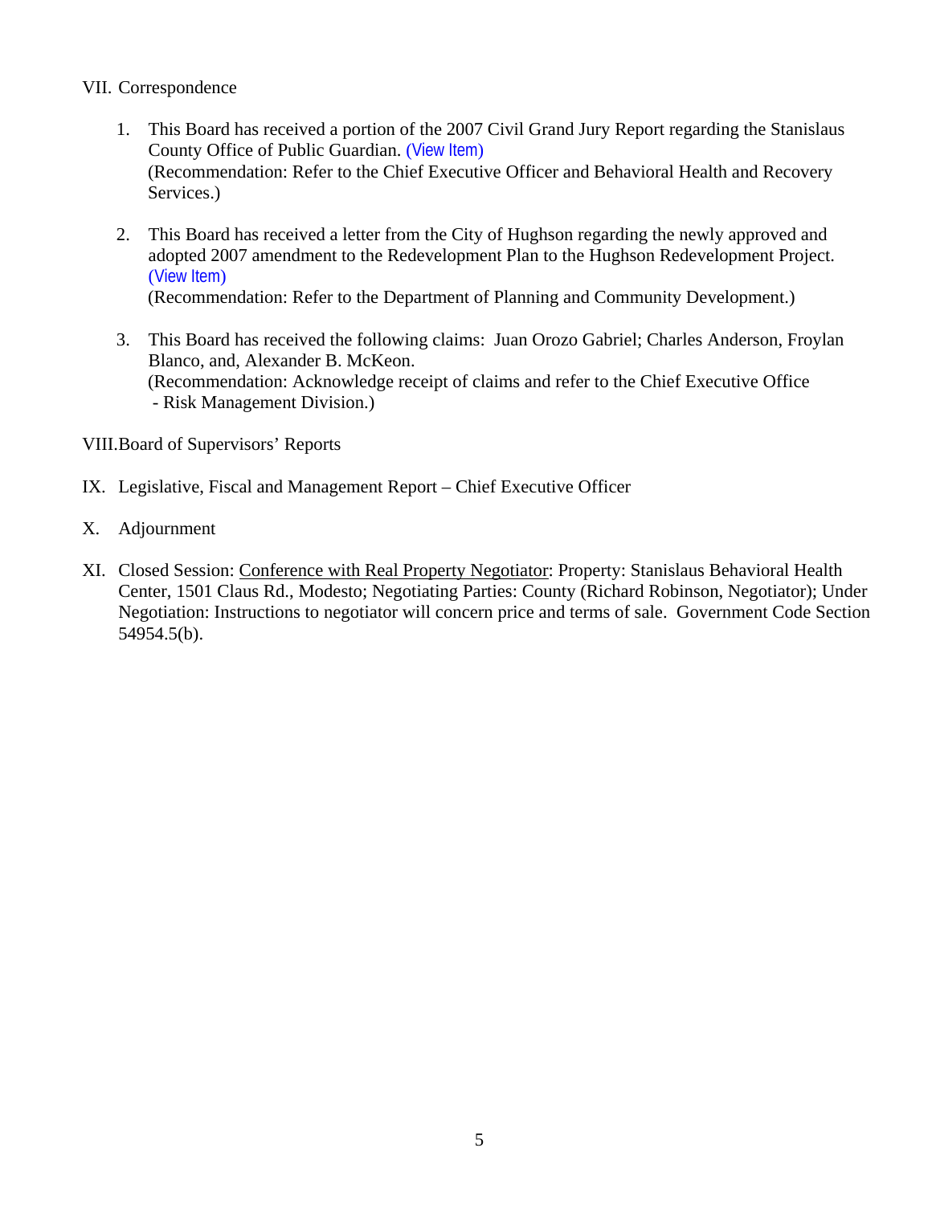VII. Correspondence

1. This Board has received a portion of the 2007 Civil Grand Jury Report regarding the Stanislaus County Office of Public Guardian. (View Item)
   (Recommendation: Refer to the Chief Executive Officer and Behavioral Health and Recovery Services.)

2. This Board has received a letter from the City of Hughson regarding the newly approved and adopted 2007 amendment to the Redevelopment Plan to the Hughson Redevelopment Project. (View Item)
   (Recommendation: Refer to the Department of Planning and Community Development.)

3. This Board has received the following claims: Juan Orozo Gabriel; Charles Anderson, Froylan Blanco, and, Alexander B. McKeon.
   (Recommendation: Acknowledge receipt of claims and refer to the Chief Executive Office - Risk Management Division.)

VIII. Board of Supervisors' Reports

IX. Legislative, Fiscal and Management Report – Chief Executive Officer

X. Adjournment

XI. Closed Session: Conference with Real Property Negotiator: Property: Stanislaus Behavioral Health Center, 1501 Claus Rd., Modesto; Negotiating Parties: County (Richard Robinson, Negotiator); Under Negotiation: Instructions to negotiator will concern price and terms of sale. Government Code Section 54954.5(b).